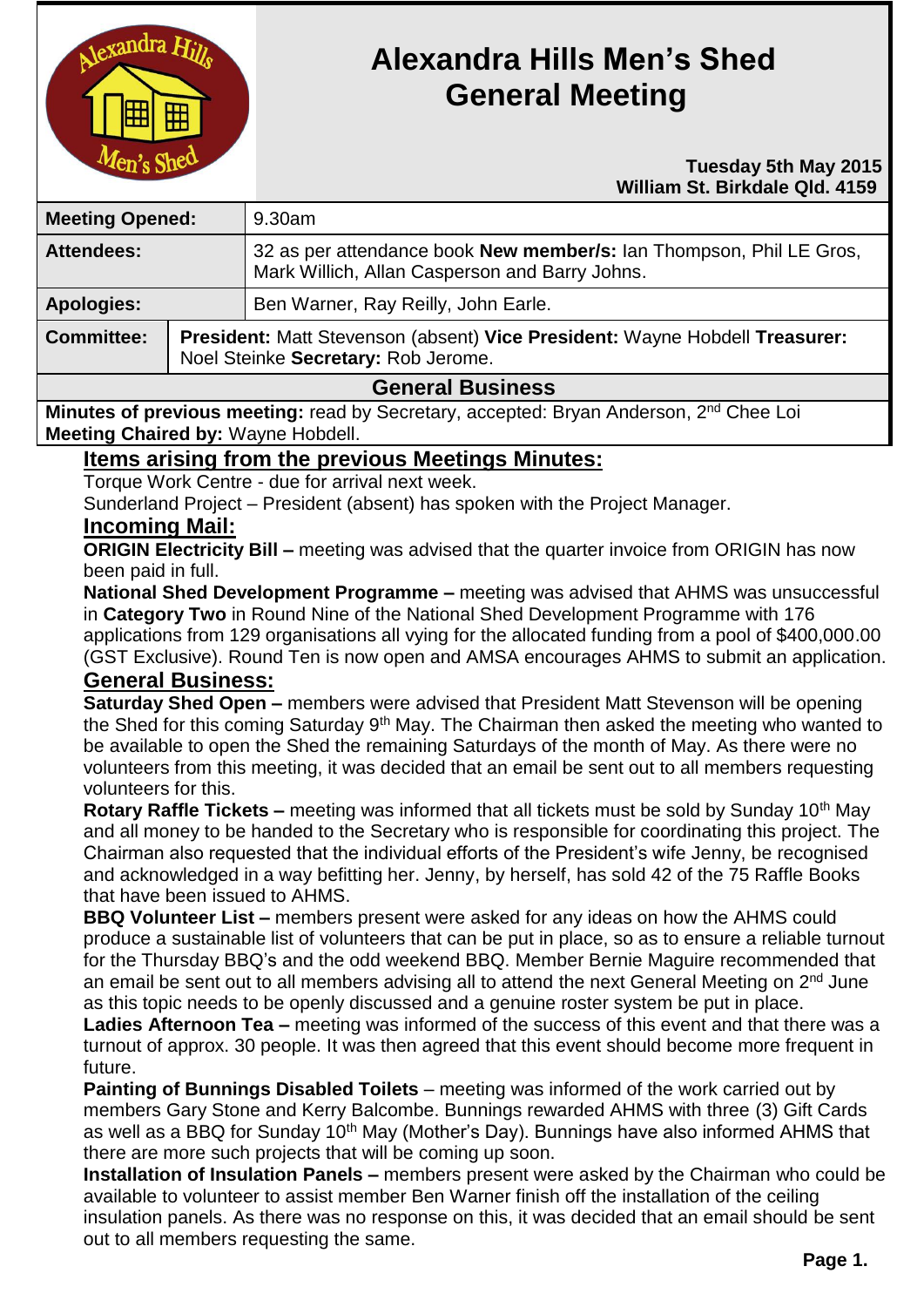# Alexandra Hills Men's Shed General Meeting

**Tuesday 5th May 2015**
**William St. Birkdale Qld. 4159**

| | |
|---|---|
| **Meeting Opened:** | 9.30am |
| **Attendees:** | 32 as per attendance book **New member/s:** Ian Thompson, Phil LE Gros, Mark Willich, Allan Casperson and Barry Johns. |
| **Apologies:** | Ben Warner, Ray Reilly, John Earle. |
| **Committee:** | **President:** Matt Stevenson (absent) **Vice President:** Wayne Hobdell **Treasurer:** Noel Steinke **Secretary:** Rob Jerome. |

## General Business

**Minutes of previous meeting:** read by Secretary, accepted: Bryan Anderson, 2nd Chee Loi
**Meeting Chaired by:** Wayne Hobdell.

## Items arising from the previous Meetings Minutes:

Torque Work Centre - due for arrival next week.

Sunderland Project – President (absent) has spoken with the Project Manager.

## Incoming Mail:

**ORIGIN Electricity Bill –** meeting was advised that the quarter invoice from ORIGIN has now been paid in full.

**National Shed Development Programme –** meeting was advised that AHMS was unsuccessful in **Category Two** in Round Nine of the National Shed Development Programme with 176 applications from 129 organisations all vying for the allocated funding from a pool of $400,000.00 (GST Exclusive). Round Ten is now open and AMSA encourages AHMS to submit an application.

## General Business:

**Saturday Shed Open –** members were advised that President Matt Stevenson will be opening the Shed for this coming Saturday 9th May. The Chairman then asked the meeting who wanted to be available to open the Shed the remaining Saturdays of the month of May. As there were no volunteers from this meeting, it was decided that an email be sent out to all members requesting volunteers for this.

**Rotary Raffle Tickets –** meeting was informed that all tickets must be sold by Sunday 10th May and all money to be handed to the Secretary who is responsible for coordinating this project. The Chairman also requested that the individual efforts of the President's wife Jenny, be recognised and acknowledged in a way befitting her. Jenny, by herself, has sold 42 of the 75 Raffle Books that have been issued to AHMS.

**BBQ Volunteer List –** members present were asked for any ideas on how the AHMS could produce a sustainable list of volunteers that can be put in place, so as to ensure a reliable turnout for the Thursday BBQ's and the odd weekend BBQ. Member Bernie Maguire recommended that an email be sent out to all members advising all to attend the next General Meeting on 2nd June as this topic needs to be openly discussed and a genuine roster system be put in place.

**Ladies Afternoon Tea –** meeting was informed of the success of this event and that there was a turnout of approx. 30 people. It was then agreed that this event should become more frequent in future.

**Painting of Bunnings Disabled Toilets** – meeting was informed of the work carried out by members Gary Stone and Kerry Balcombe. Bunnings rewarded AHMS with three (3) Gift Cards as well as a BBQ for Sunday 10th May (Mother's Day). Bunnings have also informed AHMS that there are more such projects that will be coming up soon.

**Installation of Insulation Panels –** members present were asked by the Chairman who could be available to volunteer to assist member Ben Warner finish off the installation of the ceiling insulation panels. As there was no response on this, it was decided that an email should be sent out to all members requesting the same.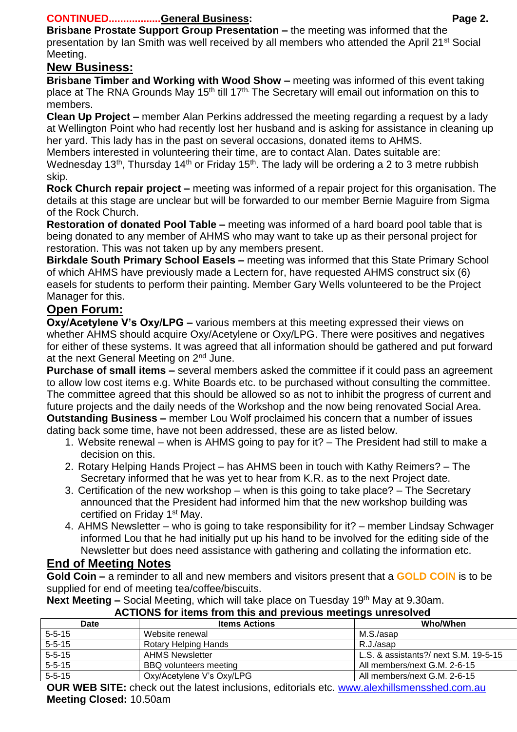**CONTINUED..................General Business:**

**Brisbane Prostate Support Group Presentation –** the meeting was informed that the presentation by Ian Smith was well received by all members who attended the April 21st Social Meeting.

## New Business:

**Brisbane Timber and Working with Wood Show –** meeting was informed of this event taking place at The RNA Grounds May 15th till 17th. The Secretary will email out information on this to members.

**Clean Up Project –** member Alan Perkins addressed the meeting regarding a request by a lady at Wellington Point who had recently lost her husband and is asking for assistance in cleaning up her yard. This lady has in the past on several occasions, donated items to AHMS.
Members interested in volunteering their time, are to contact Alan. Dates suitable are: Wednesday 13th, Thursday 14th or Friday 15th. The lady will be ordering a 2 to 3 metre rubbish skip.

**Rock Church repair project –** meeting was informed of a repair project for this organisation. The details at this stage are unclear but will be forwarded to our member Bernie Maguire from Sigma of the Rock Church.

**Restoration of donated Pool Table –** meeting was informed of a hard board pool table that is being donated to any member of AHMS who may want to take up as their personal project for restoration. This was not taken up by any members present.

**Birkdale South Primary School Easels –** meeting was informed that this State Primary School of which AHMS have previously made a Lectern for, have requested AHMS construct six (6) easels for students to perform their painting. Member Gary Wells volunteered to be the Project Manager for this.

## Open Forum:

**Oxy/Acetylene V's Oxy/LPG –** various members at this meeting expressed their views on whether AHMS should acquire Oxy/Acetylene or Oxy/LPG. There were positives and negatives for either of these systems. It was agreed that all information should be gathered and put forward at the next General Meeting on 2nd June.

**Purchase of small items –** several members asked the committee if it could pass an agreement to allow low cost items e.g. White Boards etc. to be purchased without consulting the committee. The committee agreed that this should be allowed so as not to inhibit the progress of current and future projects and the daily needs of the Workshop and the now being renovated Social Area.

**Outstanding Business –** member Lou Wolf proclaimed his concern that a number of issues dating back some time, have not been addressed, these are as listed below.

1. Website renewal – when is AHMS going to pay for it? – The President had still to make a decision on this.
2. Rotary Helping Hands Project – has AHMS been in touch with Kathy Reimers? – The Secretary informed that he was yet to hear from K.R. as to the next Project date.
3. Certification of the new workshop – when is this going to take place? – The Secretary announced that the President had informed him that the new workshop building was certified on Friday 1st May.
4. AHMS Newsletter – who is going to take responsibility for it? – member Lindsay Schwager informed Lou that he had initially put up his hand to be involved for the editing side of the Newsletter but does need assistance with gathering and collating the information etc.

## End of Meeting Notes

**Gold Coin –** a reminder to all and new members and visitors present that a **GOLD COIN** is to be supplied for end of meeting tea/coffee/biscuits.

**Next Meeting –** Social Meeting, which will take place on Tuesday 19th May at 9.30am.

**ACTIONS for items from this and previous meetings unresolved**

| Date | Items Actions | Who/When |
|---|---|---|
| 5-5-15 | Website renewal | M.S./asap |
| 5-5-15 | Rotary Helping Hands | R.J./asap |
| 5-5-15 | AHMS Newsletter | L.S. & assistants?/ next S.M. 19-5-15 |
| 5-5-15 | BBQ volunteers meeting | All members/next G.M. 2-6-15 |
| 5-5-15 | Oxy/Acetylene V's Oxy/LPG | All members/next G.M. 2-6-15 |

**OUR WEB SITE:** check out the latest inclusions, editorials etc. www.alexhillsmensshed.com.au

**Meeting Closed:** 10.50am